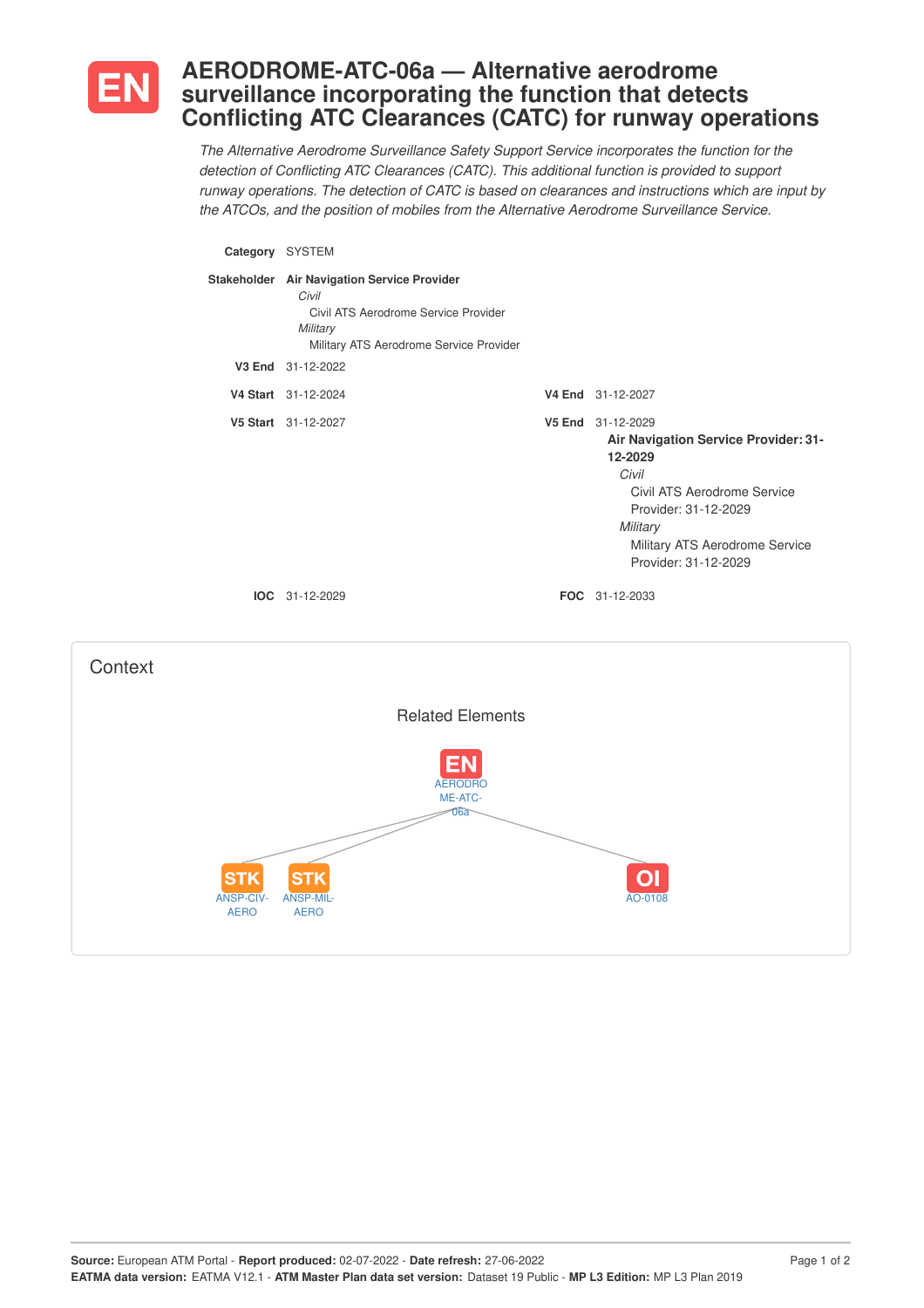# EN AERODROME-ATC-06a — Alternative aerodrome surveillance incorporating the function that detects Conflicting ATC Clearances (CATC) for runway operations

*The Alternative Aerodrome Surveillance Safety Support Service incorporates the function for the detection of Conflicting ATC Clearances (CATC). This additional function is provided to support runway operations. The detection of CATC is based on clearances and instructions which are input by the ATCOs, and the position of mobiles from the Alternative Aerodrome Surveillance Service.*

**Category** SYSTEM

**Stakeholder** **Air Navigation Service Provider**
- *Civil*
  - Civil ATS Aerodrome Service Provider
- *Military*
  - Military ATS Aerodrome Service Provider

**V3 End** 31-12-2022

**V4 Start** 31-12-2024 **V4 End** 31-12-2027

**V5 Start** 31-12-2027 **V5 End** 31-12-2029
**Air Navigation Service Provider: 31-12-2029**
- *Civil*
  - Civil ATS Aerodrome Service Provider: 31-12-2029
- *Military*
  - Military ATS Aerodrome Service Provider: 31-12-2029

**IOC** 31-12-2029 **FOC** 31-12-2033

## Context

### Related Elements

- EN AERODROME-ATC-06a
  - STK ANSP-CIV-AERO
  - STK ANSP-MIL-AERO
  - OI AO-0108

**Source:** European ATM Portal - **Report produced:** 02-07-2022 - **Date refresh:** 27-06-2022
**EATMA data version:** EATMA V12.1 - **ATM Master Plan data set version:** Dataset 19 Public - **MP L3 Edition:** MP L3 Plan 2019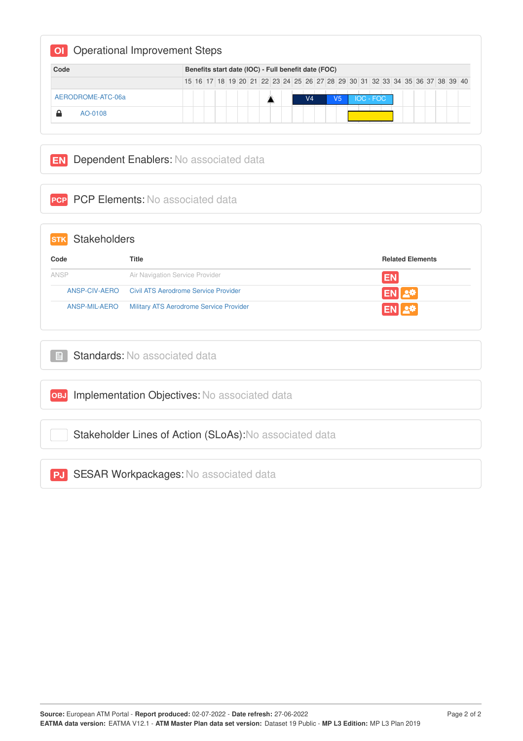## OI Operational Improvement Steps

| Code | Benefits start date (IOC) - Full benefit date (FOC) |
|---|---|
| | 15 16 17 18 19 20 21 22 23 24 25 26 27 28 29 30 31 32 33 34 35 36 37 38 39 40 |
| AERODROME-ATC-06a | V4 V5 IOC - FOC |
| AO-0108 | |

## EN Dependent Enablers: No associated data

## PCP PCP Elements: No associated data

## STK Stakeholders

| Code | Title | Related Elements |
|---|---|---|
| ANSP | Air Navigation Service Provider | EN |
| ANSP-CIV-AERO | Civil ATS Aerodrome Service Provider | EN |
| ANSP-MIL-AERO | Military ATS Aerodrome Service Provider | EN |

## Standards: No associated data

## OBJ Implementation Objectives: No associated data

## Stakeholder Lines of Action (SLoAs): No associated data

## PJ SESAR Workpackages: No associated data

**Source:** European ATM Portal - **Report produced:** 02-07-2022 - **Date refresh:** 27-06-2022
**EATMA data version:** EATMA V12.1 - **ATM Master Plan data set version:** Dataset 19 Public - **MP L3 Edition:** MP L3 Plan 2019